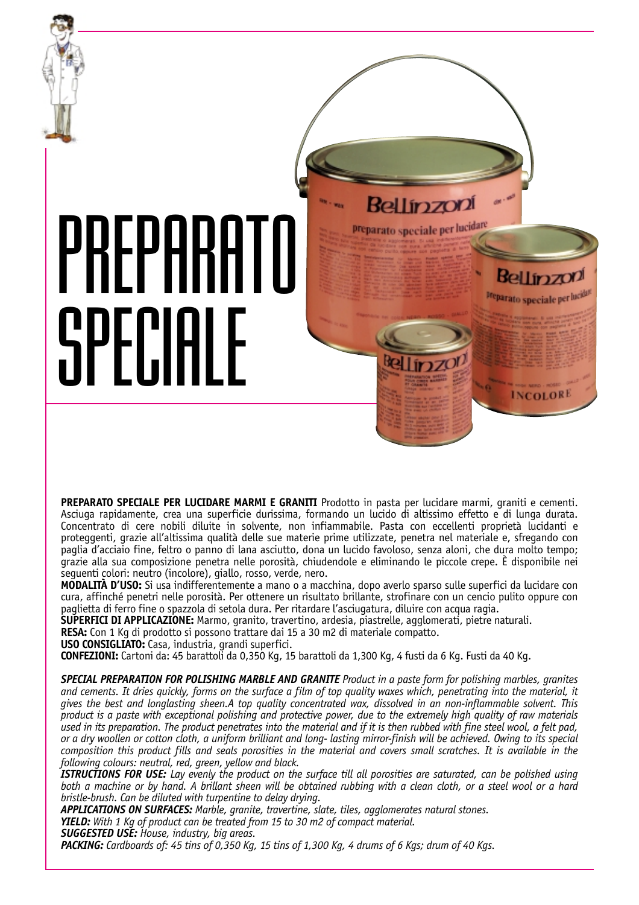# PREPARATO SPECIALE

**PREPARATO SPECIALE PER LUCIDARE MARMI E GRANITI** Prodotto in pasta per lucidare marmi, graniti e cementi. Asciuga rapidamente, crea una superficie durissima, formando un lucido di altissimo effetto e di lunga durata. Concentrato di cere nobili diluite in solvente, non infiammabile. Pasta con eccellenti proprietà lucidanti e proteggenti, grazie all'altissima qualità delle sue materie prime utilizzate, penetra nel materiale e, sfregando con paglia d'acciaio fine, feltro o panno di lana asciutto, dona un lucido favoloso, senza aloni, che dura molto tempo; grazie alla sua composizione penetra nelle porosità, chiudendole e eliminando le piccole crepe. È disponibile nei seguenti colori: neutro (incolore), giallo, rosso, verde, nero.

**MODALITÀ D'USO:** Si usa indifferentemente a mano o a macchina, dopo averlo sparso sulle superfici da lucidare con cura, affinché penetri nelle porosità. Per ottenere un risultato brillante, strofinare con un cencio pulito oppure con paglietta di ferro fine o spazzola di setola dura. Per ritardare l'asciugatura, diluire con acqua ragia.

**SUPERFICI DI APPLICAZIONE:** Marmo, granito, travertino, ardesia, piastrelle, agglomerati, pietre naturali.

**RESA:** Con 1 Kg di prodotto si possono trattare dai 15 a 30 m2 di materiale compatto.

**USO CONSIGLIATO:** Casa, industria, grandi superfici.

**CONFEZIONI:** Cartoni da: 45 barattoli da 0,350 Kg, 15 barattoli da 1,300 Kg, 4 fusti da 6 Kg. Fusti da 40 Kg.

***SPECIAL PREPARATION FOR POLISHING MARBLE AND GRANITE*** *Product in a paste form for polishing marbles, granites and cements. It dries quickly, forms on the surface a film of top quality waxes which, penetrating into the material, it gives the best and longlasting sheen.A top quality concentrated wax, dissolved in an non-inflammable solvent. This product is a paste with exceptional polishing and protective power, due to the extremely high quality of raw materials used in its preparation. The product penetrates into the material and if it is then rubbed with fine steel wool, a felt pad, or a dry woollen or cotton cloth, a uniform brilliant and long- lasting mirror-finish will be achieved. Owing to its special composition this product fills and seals porosities in the material and covers small scratches. It is available in the following colours: neutral, red, green, yellow and black.*

***ISTRUCTIONS FOR USE:*** *Lay evenly the product on the surface till all porosities are saturated, can be polished using both a machine or by hand. A brillant sheen will be obtained rubbing with a clean cloth, or a steel wool or a hard bristle-brush. Can be diluted with turpentine to delay drying.*

***APPLICATIONS ON SURFACES:*** *Marble, granite, travertine, slate, tiles, agglomerates natural stones.*

***YIELD:*** *With 1 Kg of product can be treated from 15 to 30 m2 of compact material.*

***SUGGESTED USE:*** *House, industry, big areas.*

***PACKING:*** *Cardboards of: 45 tins of 0,350 Kg, 15 tins of 1,300 Kg, 4 drums of 6 Kgs; drum of 40 Kgs.*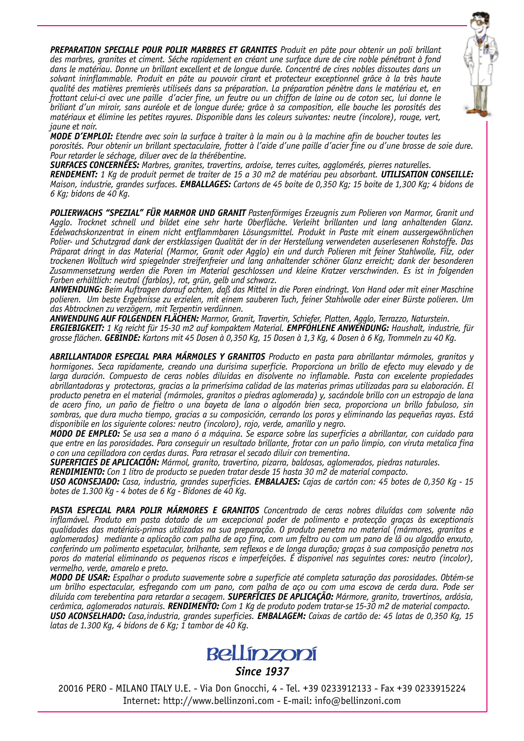***PREPARATION SPECIALE POUR POLIR MARBRES ET GRANITES*** *Produit en pâte pour obtenir un poli brillant des marbres, granites et ciment. Séche rapidement en créant une surface dure de cire noble pénétrant à fond dans le matériau. Donne un brillant excellent et de longue durée. Concentré de cires nobles dissoutes dans un solvant ininflammable. Produit en pâte au pouvoir cirant et protecteur exceptionnel grâce à la très haute qualité des matières premierès utiliseés dans sa préparation. La préparation pénètre dans le matériau et, en frottant celui-ci avec une paille d'acier fine, un feutre ou un chiffon de laine ou de coton sec, lui donne le briliant d'un miroir, sans auréole et de longue durée; grâce à sa composition, elle bouche les porosités des matériaux et élimine les petites rayures. Disponible dans les coleurs suivantes: neutre (incolore), rouge, vert, jaune et noir.*

***MODE D'EMPLOI:*** *Etendre avec soin la surface à traiter à la main ou à la machine afin de boucher toutes les porosités. Pour obtenir un brillant spectaculaire, frotter à l'aide d'une paille d'acier fine ou d'une brosse de soie dure. Pour retarder le séchage, diluer avec de la thérébentine.*

***SURFACES CONCERNÉES:*** *Marbres, granites, travertins, ardoise, terres cuites, agglomérés, pierres naturelles.*

***RENDEMENT:*** *1 Kg de produit permet de traiter de 15 a 30 m2 de matériau peu absorbant.* ***UTILISATION CONSEILLE:*** *Maison, industrie, grandes surfaces.* ***EMBALLAGES:*** *Cartons de 45 boite de 0,350 Kg; 15 boite de 1,300 Kg; 4 bidons de 6 Kg; bidons de 40 Kg.*

***POLIERWACHS "SPEZIAL" FÜR MARMOR UND GRANIT*** *Pastenförmiges Erzeugnis zum Polieren von Marmor, Granit und Agglo. Trocknet schnell und bildet eine sehr harte Oberfläche. Verleiht brillanten und lang anhaltenden Glanz. Edelwachskonzentrat in einem nicht entflammbaren Lösungsmittel. Produkt in Paste mit einem aussergewöhnlichen Polier- und Schutzgrad dank der erstklassigen Qualität der in der Herstellung verwendeten auserlesenen Rohstoffe. Das Präparat dringt in das Material (Marmor, Granit oder Agglo) ein und durch Polieren mit feiner Stahlwolle, Filz, oder trockenen Wolltuch wird spiegelnder streifenfreier und lang anhaltender schöner Glanz erreicht; dank der besonderen Zusammensetzung werden die Poren im Material geschlossen und kleine Kratzer verschwinden. Es ist in folgenden Farben erhältlich: neutral (farblos), rot, grün, gelb und schwarz.*

***ANWENDUNG:*** *Beim Auftragen darauf achten, daß das Mittel in die Poren eindringt. Von Hand oder mit einer Maschine polieren. Um beste Ergebnisse zu erzielen, mit einem sauberen Tuch, feiner Stahlwolle oder einer Bürste polieren. Um das Abtrocknen zu verzögern, mit Terpentin verdünnen.*

***ANWENDUNG AUF FOLGENDEN FLÄCHEN:*** *Marmor, Granit, Travertin, Schiefer, Platten, Agglo, Terrazzo, Naturstein.*

***ERGIEBIGKEIT:*** *1 Kg reicht für 15-30 m2 auf kompaktem Material.* ***EMPFOHLENE ANWENDUNG:*** *Haushalt, industrie, für grosse flächen.* ***GEBINDE:*** *Kartons mit 45 Dosen à 0,350 Kg, 15 Dosen à 1,3 Kg, 4 Dosen à 6 Kg, Trommeln zu 40 Kg.*

***ABRILLANTADOR ESPECIAL PARA MÁRMOLES Y GRANITOS*** *Producto en pasta para abrillantar mármoles, granitos y hormigones. Seca rapidamente, creando una durisima superficie. Proporciona un brillo de efecto muy elevado y de larga duración. Compuesto de ceras nobles diluidas en disolvente no inflamable. Pasta con excelente propiedades abrillantadoras y protectoras, gracias a la primerísima calidad de las materias primas utilizadas para su elaboración. El producto penetra en el material (mármoles, granitos o piedras aglomerada) y, sacándole brillo con un estropajo de lana de acero fino, un paño de fieltro o una bayeta de lana o algodón bien seca, proporciona un brillo fabuloso, sin sombras, que dura mucho tiempo, gracias a su composición, cerrando los poros y eliminando las pequeñas rayas. Está disponibile en los siguiente colores: neutro (incoloro), rojo, verde, amarillo y negro.*

***MODO DE EMPLEO:*** *Se usa sea a mano ó a máquina. Se esparce sobre las superficies a abrillantar, con cuidado para que entre en las porosidades. Para conseguir un resultado brillante, frotar con un paño limpio, con viruta metalica fina o con una cepilladora con cerdas duras. Para retrasar el secado diluir con trementina.*

***SUPERFICIES DE APLICACIÓN:*** *Mármol, granito, travertino, pizarra, baldosas, aglomerados, piedras naturales.*

***RENDIMIENTO:*** *Con 1 litro de producto se pueden tratar desde 15 hasta 30 m2 de material compacto.*

***USO ACONSEJADO:*** *Casa, industria, grandes superficies.* ***EMBALAJES:*** *Cajas de cartón con: 45 botes de 0,350 Kg - 15 botes de 1.300 Kg - 4 botes de 6 Kg - Bidones de 40 Kg.*

***PASTA ESPECIAL PARA POLIR MÁRMORES E GRANITOS*** *Concentrado de ceras nobres diluídas com solvente não inflamável. Produto em pasta dotado de um excepcional poder de polimento e protecção graças às exceptionais qualidades das matériais-primas utilizadas na sua preparação. O produto penetra no material (mármores, granitos e aglomerados) mediante a aplicação com palha de aço fina, com um feltro ou com um pano de lã ou algodão enxuto, conferindo um polimento espetacular, brilhante, sem reflexos e de longa duração; graças à sua composição penetra nos poros do material eliminando os pequenos riscos e imperfeições. É disponivel nas seguintes cores: neutro (incolor), vermelho, verde, amarelo e preto.*

***MODO DE USAR:*** *Espalhar o produto suavemente sobre a superficie até completa saturação das porosidades. Obtém-se um brilho espectacular, esfregando com um pano, com palha de aço ou com uma escova de cerda dura. Pode ser diluida com terebentina para retardar a secagem.* ***SUPERFÍCIES DE APLICAÇÃO:*** *Mármore, granito, travertinos, ardósia, cerâmica, aglomerados naturais.* ***RENDIMENTO:*** *Com 1 Kg de produto podem tratar-se 15-30 m2 de material compacto.*

***USO ACONSELHADO:*** *Casa,industria, grandes superficies.* ***EMBALAGEM:*** *Caixas de cartão de: 45 latas de 0,350 Kg, 15 latas de 1.300 Kg, 4 bidons de 6 Kg; 1 tambor de 40 Kg.*

**Bellinzoni**

***Since 1937***

20016 PERO - MILANO ITALY U.E. - Via Don Gnocchi, 4 - Tel. +39 0233912133 - Fax +39 0233915224
Internet: http://www.bellinzoni.com - E-mail: info@bellinzoni.com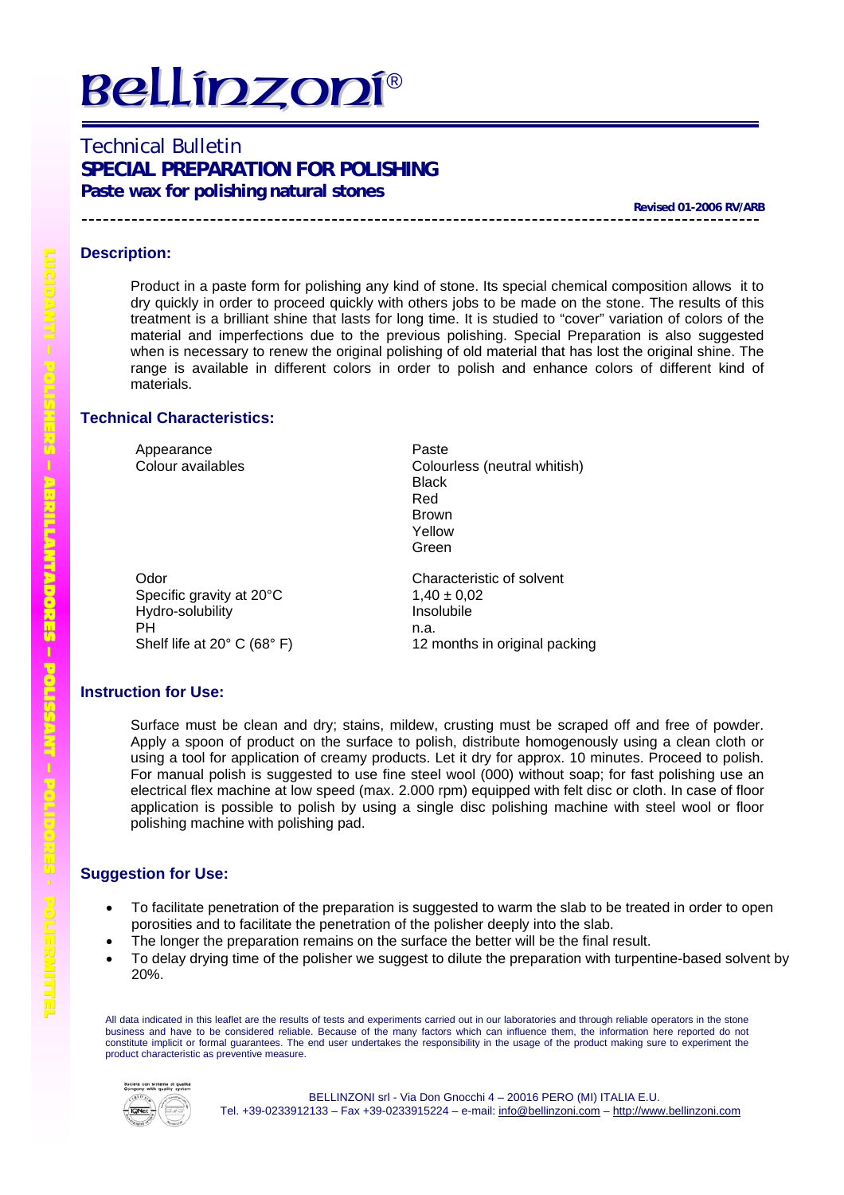# Bellinzoni®

## Technical Bulletin

## SPECIAL PREPARATION FOR POLISHING

### Paste wax for polishing natural stones

**Revised 01-2006 RV/ARB**

---

### Description:

Product in a paste form for polishing any kind of stone. Its special chemical composition allows it to dry quickly in order to proceed quickly with others jobs to be made on the stone. The results of this treatment is a brilliant shine that lasts for long time. It is studied to "cover" variation of colors of the material and imperfections due to the previous polishing. Special Preparation is also suggested when is necessary to renew the original polishing of old material that has lost the original shine. The range is available in different colors in order to polish and enhance colors of different kind of materials.

### Technical Characteristics:

| | |
|---|---|
| Appearance | Paste |
| Colour availables | Colourless (neutral whitish)<br>Black<br>Red<br>Brown<br>Yellow<br>Green |
| Odor | Characteristic of solvent |
| Specific gravity at 20°C | 1,40 ± 0,02 |
| Hydro-solubility | Insolubile |
| PH | n.a. |
| Shelf life at 20° C (68° F) | 12 months in original packing |

### Instruction for Use:

Surface must be clean and dry; stains, mildew, crusting must be scraped off and free of powder. Apply a spoon of product on the surface to polish, distribute homogenously using a clean cloth or using a tool for application of creamy products. Let it dry for approx. 10 minutes. Proceed to polish. For manual polish is suggested to use fine steel wool (000) without soap; for fast polishing use an electrical flex machine at low speed (max. 2.000 rpm) equipped with felt disc or cloth. In case of floor application is possible to polish by using a single disc polishing machine with steel wool or floor polishing machine with polishing pad.

### Suggestion for Use:

- To facilitate penetration of the preparation is suggested to warm the slab to be treated in order to open porosities and to facilitate the penetration of the polisher deeply into the slab.
- The longer the preparation remains on the surface the better will be the final result.
- To delay drying time of the polisher we suggest to dilute the preparation with turpentine-based solvent by 20%.

All data indicated in this leaflet are the results of tests and experiments carried out in our laboratories and through reliable operators in the stone business and have to be considered reliable. Because of the many factors which can influence them, the information here reported do not constitute implicit or formal guarantees. The end user undertakes the responsibility in the usage of the product making sure to experiment the product characteristic as preventive measure.

BELLINZONI srl - Via Don Gnocchi 4 – 20016 PERO (MI) ITALIA E.U.
Tel. +39-0233912133 – Fax +39-0233915224 – e-mail: info@bellinzoni.com – http://www.bellinzoni.com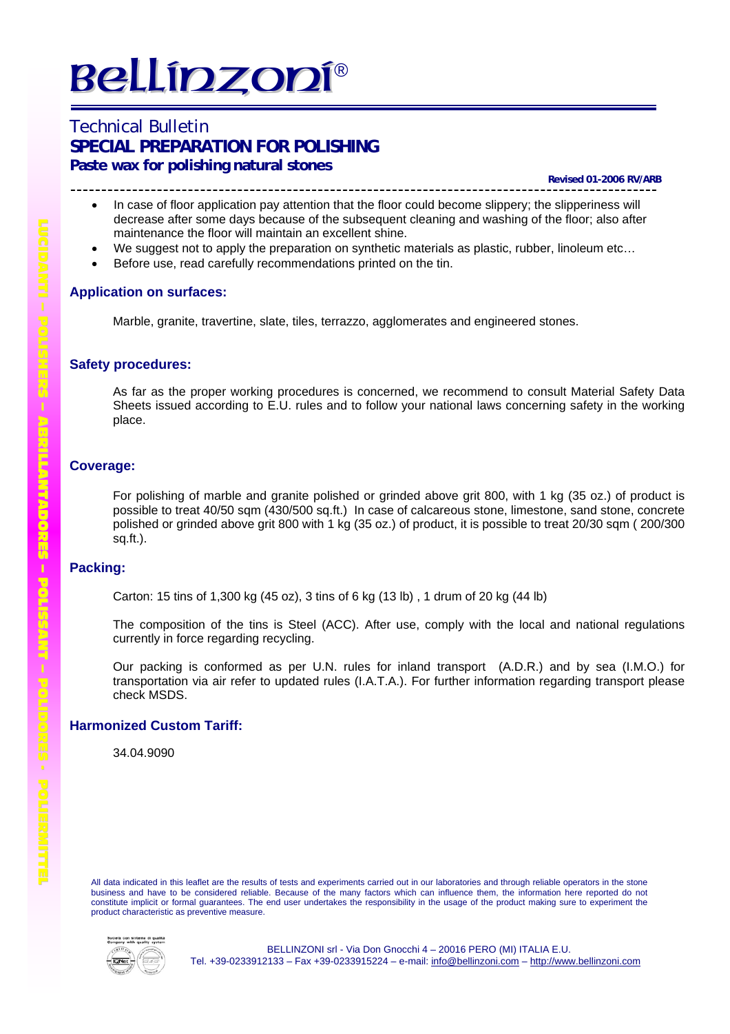# Bellinzoni®

## Technical Bulletin

## SPECIAL PREPARATION FOR POLISHING

### Paste wax for polishing natural stones

**Revised 01-2006 RV/ARB**

- In case of floor application pay attention that the floor could become slippery; the slipperiness will decrease after some days because of the subsequent cleaning and washing of the floor; also after maintenance the floor will maintain an excellent shine.
- We suggest not to apply the preparation on synthetic materials as plastic, rubber, linoleum etc…
- Before use, read carefully recommendations printed on the tin.

### Application on surfaces:

Marble, granite, travertine, slate, tiles, terrazzo, agglomerates and engineered stones.

### Safety procedures:

As far as the proper working procedures is concerned, we recommend to consult Material Safety Data Sheets issued according to E.U. rules and to follow your national laws concerning safety in the working place.

### Coverage:

For polishing of marble and granite polished or grinded above grit 800, with 1 kg (35 oz.) of product is possible to treat 40/50 sqm (430/500 sq.ft.) In case of calcareous stone, limestone, sand stone, concrete polished or grinded above grit 800 with 1 kg (35 oz.) of product, it is possible to treat 20/30 sqm ( 200/300 sq.ft.).

### Packing:

Carton: 15 tins of 1,300 kg (45 oz), 3 tins of 6 kg (13 lb) , 1 drum of 20 kg (44 lb)

The composition of the tins is Steel (ACC). After use, comply with the local and national regulations currently in force regarding recycling.

Our packing is conformed as per U.N. rules for inland transport (A.D.R.) and by sea (I.M.O.) for transportation via air refer to updated rules (I.A.T.A.). For further information regarding transport please check MSDS.

### Harmonized Custom Tariff:

34.04.9090

All data indicated in this leaflet are the results of tests and experiments carried out in our laboratories and through reliable operators in the stone business and have to be considered reliable. Because of the many factors which can influence them, the information here reported do not constitute implicit or formal guarantees. The end user undertakes the responsibility in the usage of the product making sure to experiment the product characteristic as preventive measure.

BELLINZONI srl - Via Don Gnocchi 4 – 20016 PERO (MI) ITALIA E.U.
Tel. +39-0233912133 – Fax +39-0233915224 – e-mail: info@bellinzoni.com – http://www.bellinzoni.com